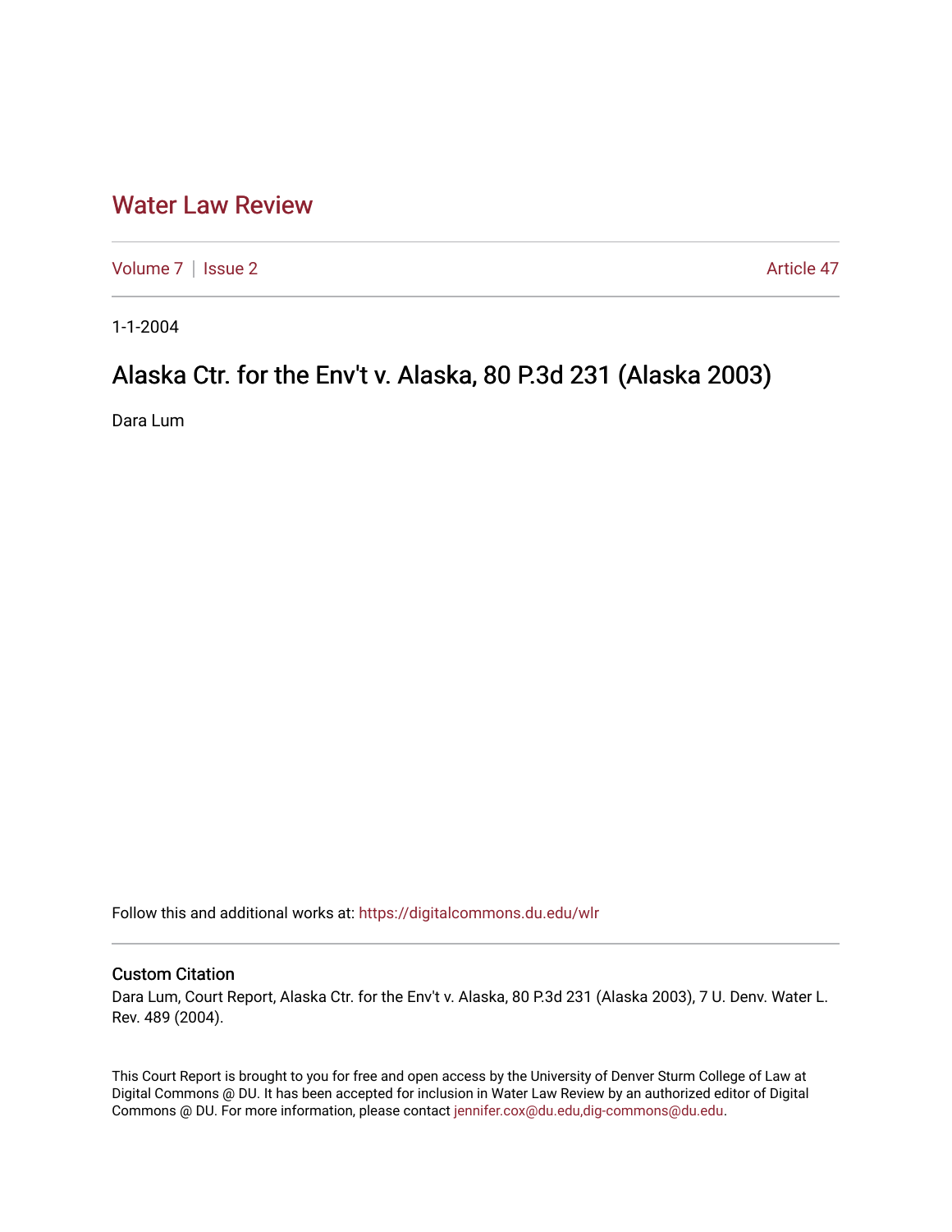# Water Law Review

Volume 7 | Issue 2 Article 47

1-1-2004

## Alaska Ctr. for the Env't v. Alaska, 80 P.3d 231 (Alaska 2003)

Dara Lum

Follow this and additional works at: https://digitalcommons.du.edu/wlr

### Custom Citation

Dara Lum, Court Report, Alaska Ctr. for the Env't v. Alaska, 80 P.3d 231 (Alaska 2003), 7 U. Denv. Water L. Rev. 489 (2004).

This Court Report is brought to you for free and open access by the University of Denver Sturm College of Law at Digital Commons @ DU. It has been accepted for inclusion in Water Law Review by an authorized editor of Digital Commons @ DU. For more information, please contact jennifer.cox@du.edu,dig-commons@du.edu.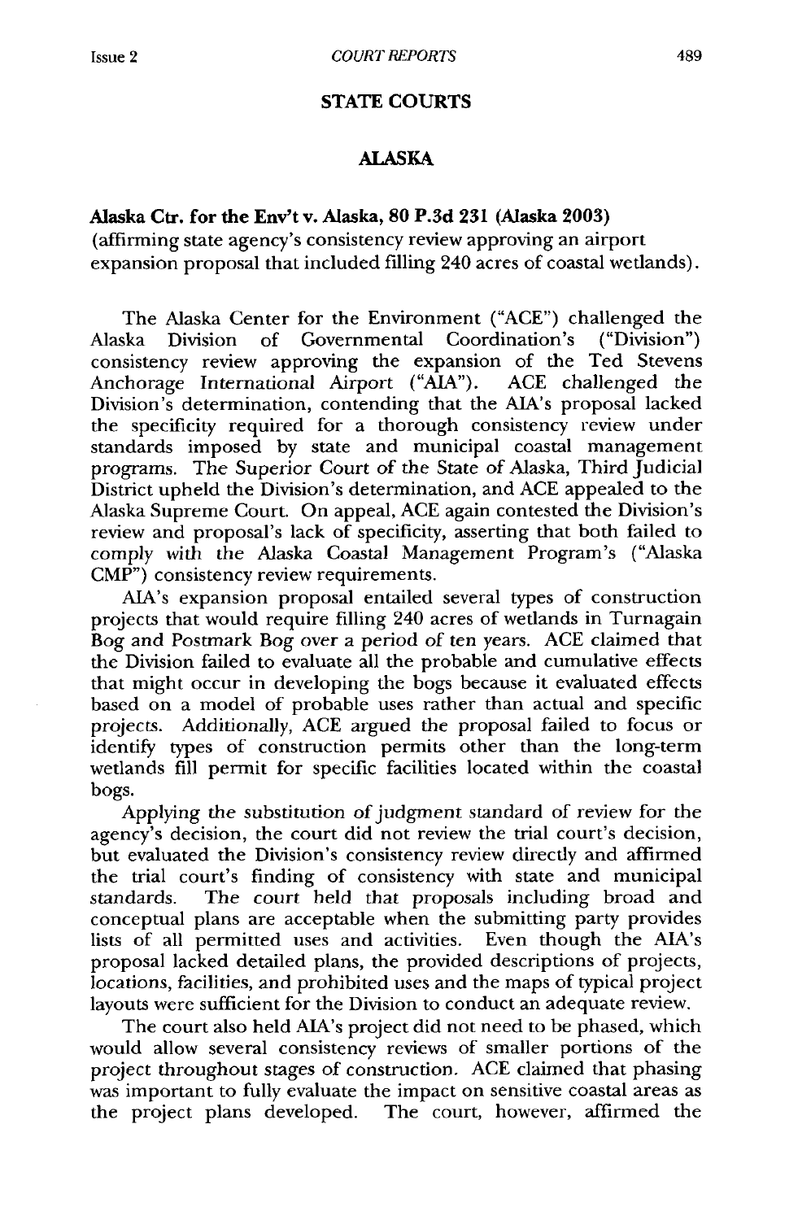## STATE COURTS

### ALASKA

**Alaska Ctr. for the Env't v. Alaska, 80 P.3d 231 (Alaska 2003)** (affirming state agency's consistency review approving an airport expansion proposal that included filling 240 acres of coastal wetlands).

The Alaska Center for the Environment ("ACE") challenged the Alaska Division of Governmental Coordination's ("Division") consistency review approving the expansion of the Ted Stevens Anchorage International Airport ("AIA"). ACE challenged the Division's determination, contending that the AIA's proposal lacked the specificity required for a thorough consistency review under standards imposed by state and municipal coastal management programs. The Superior Court of the State of Alaska, Third Judicial District upheld the Division's determination, and ACE appealed to the Alaska Supreme Court. On appeal, ACE again contested the Division's review and proposal's lack of specificity, asserting that both failed to comply with the Alaska Coastal Management Program's ("Alaska CMP") consistency review requirements.

AIA's expansion proposal entailed several types of construction projects that would require filling 240 acres of wetlands in Turnagain Bog and Postmark Bog over a period of ten years. ACE claimed that the Division failed to evaluate all the probable and cumulative effects that might occur in developing the bogs because it evaluated effects based on a model of probable uses rather than actual and specific projects. Additionally, ACE argued the proposal failed to focus or identify types of construction permits other than the long-term wetlands fill permit for specific facilities located within the coastal bogs.

Applying the *substitution of judgment* standard of review for the agency's decision, the court did not review the trial court's decision, but evaluated the Division's consistency review directly and affirmed the trial court's finding of consistency with state and municipal standards. The court held that proposals including broad and conceptual plans are acceptable when the submitting party provides lists of all permitted uses and activities. Even though the AIA's proposal lacked detailed plans, the provided descriptions of projects, locations, facilities, and prohibited uses and the maps of typical project layouts were sufficient for the Division to conduct an adequate review.

The court also held AIA's project did not need to be phased, which would allow several consistency reviews of smaller portions of the project throughout stages of construction. ACE claimed that phasing was important to fully evaluate the impact on sensitive coastal areas as the project plans developed. The court, however, affirmed the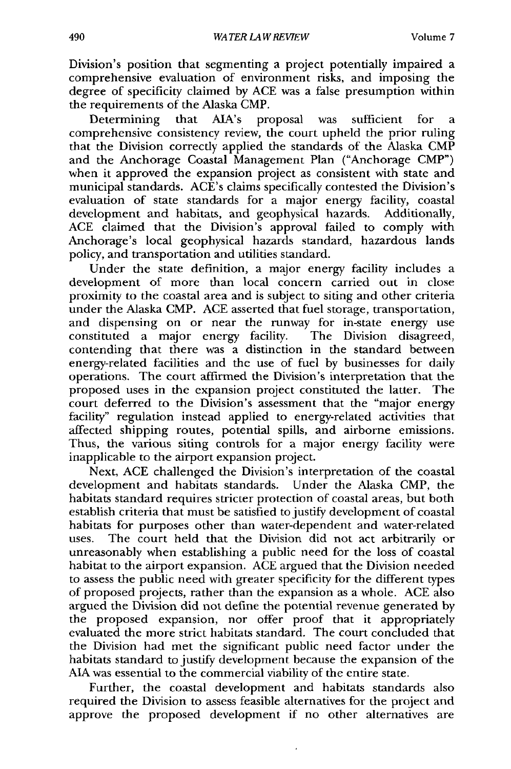Division's position that segmenting a project potentially impaired a comprehensive evaluation of environment risks, and imposing the degree of specificity claimed by ACE was a false presumption within the requirements of the Alaska CMP.

Determining that AIA's proposal was sufficient for a comprehensive consistency review, the court upheld the prior ruling that the Division correctly applied the standards of the Alaska CMP and the Anchorage Coastal Management Plan ("Anchorage CMP") when it approved the expansion project as consistent with state and municipal standards. ACE's claims specifically contested the Division's evaluation of state standards for a major energy facility, coastal development and habitats, and geophysical hazards. Additionally, ACE claimed that the Division's approval failed to comply with Anchorage's local geophysical hazards standard, hazardous lands policy, and transportation and utilities standard.

Under the state definition, a major energy facility includes a development of more than local concern carried out in close proximity to the coastal area and is subject to siting and other criteria under the Alaska CMP. ACE asserted that fuel storage, transportation, and dispensing on or near the runway for in-state energy use constituted a major energy facility. The Division disagreed, contending that there was a distinction in the standard between energy-related facilities and the use of fuel by businesses for daily operations. The court affirmed the Division's interpretation that the proposed uses in the expansion project constituted the latter. The court deferred to the Division's assessment that the "major energy facility" regulation instead applied to energy-related activities that affected shipping routes, potential spills, and airborne emissions. Thus, the various siting controls for a major energy facility were inapplicable to the airport expansion project.

Next, ACE challenged the Division's interpretation of the coastal development and habitats standards. Under the Alaska CMP, the habitats standard requires stricter protection of coastal areas, but both establish criteria that must be satisfied to justify development of coastal habitats for purposes other than water-dependent and water-related uses. The court held that the Division did not act arbitrarily or unreasonably when establishing a public need for the loss of coastal habitat to the airport expansion. ACE argued that the Division needed to assess the public need with greater specificity for the different types of proposed projects, rather than the expansion as a whole. ACE also argued the Division did not define the potential revenue generated by the proposed expansion, nor offer proof that it appropriately evaluated the more strict habitats standard. The court concluded that the Division had met the significant public need factor under the habitats standard to justify development because the expansion of the AIA was essential to the commercial viability of the entire state.

Further, the coastal development and habitats standards also required the Division to assess feasible alternatives for the project and approve the proposed development if no other alternatives are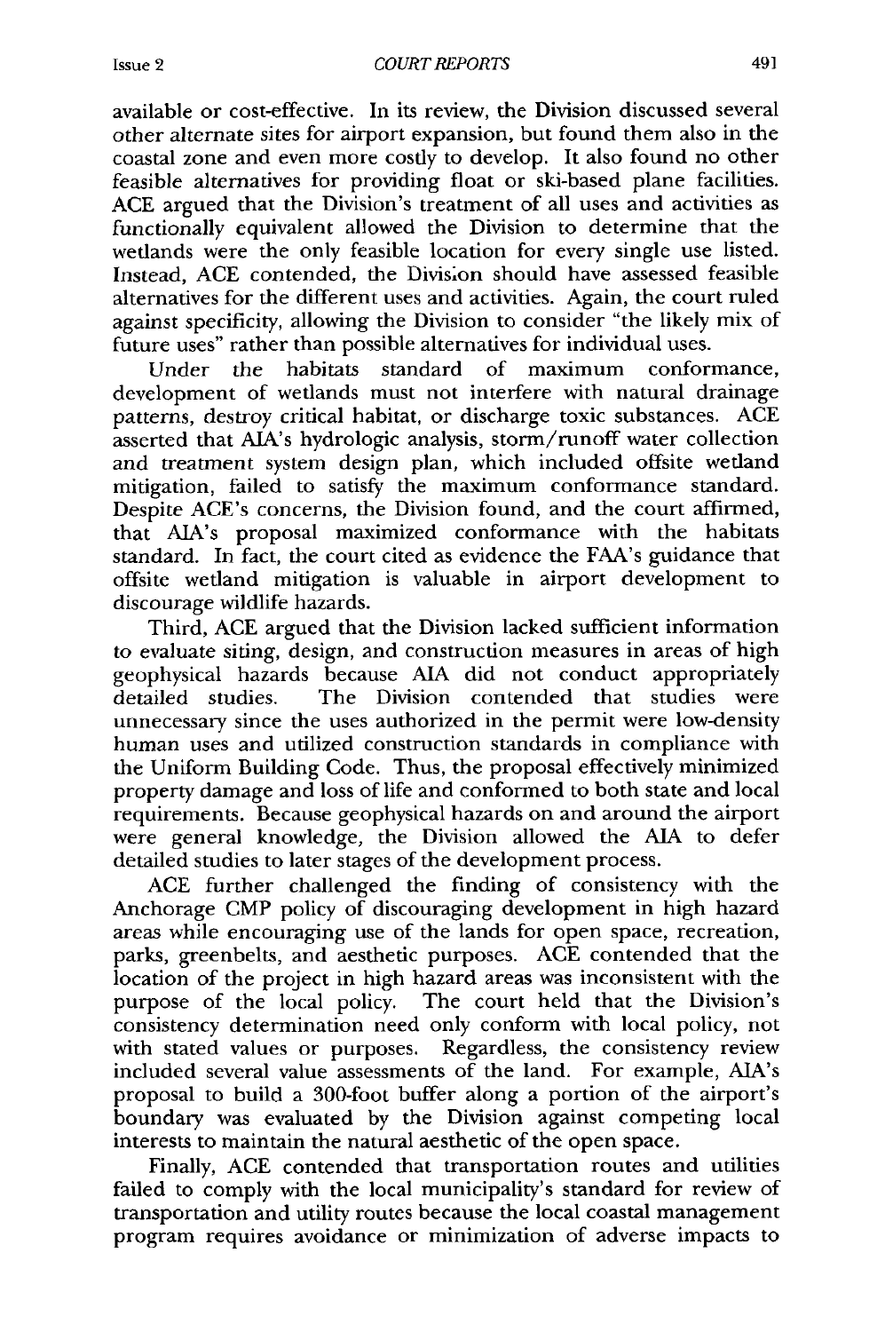available or cost-effective. In its review, the Division discussed several other alternate sites for airport expansion, but found them also in the coastal zone and even more costly to develop. It also found no other feasible alternatives for providing float or ski-based plane facilities. ACE argued that the Division's treatment of all uses and activities as functionally equivalent allowed the Division to determine that the wetlands were the only feasible location for every single use listed. Instead, ACE contended, the Division should have assessed feasible alternatives for the different uses and activities. Again, the court ruled against specificity, allowing the Division to consider "the likely mix of future uses" rather than possible alternatives for individual uses.

Under the habitats standard of maximum conformance, development of wetlands must not interfere with natural drainage patterns, destroy critical habitat, or discharge toxic substances. ACE asserted that AIA's hydrologic analysis, storm/runoff water collection and treatment system design plan, which included offsite wetland mitigation, failed to satisfy the maximum conformance standard. Despite ACE's concerns, the Division found, and the court affirmed, that AIA's proposal maximized conformance with the habitats standard. In fact, the court cited as evidence the FAA's guidance that offsite wetland mitigation is valuable in airport development to discourage wildlife hazards.

Third, ACE argued that the Division lacked sufficient information to evaluate siting, design, and construction measures in areas of high geophysical hazards because AIA did not conduct appropriately detailed studies. The Division contended that studies were unnecessary since the uses authorized in the permit were low-density human uses and utilized construction standards in compliance with the Uniform Building Code. Thus, the proposal effectively minimized property damage and loss of life and conformed to both state and local requirements. Because geophysical hazards on and around the airport were general knowledge, the Division allowed the AIA to defer detailed studies to later stages of the development process.

ACE further challenged the finding of consistency with the Anchorage CMP policy of discouraging development in high hazard areas while encouraging use of the lands for open space, recreation, parks, greenbelts, and aesthetic purposes. ACE contended that the location of the project in high hazard areas was inconsistent with the purpose of the local policy. The court held that the Division's consistency determination need only conform with local policy, not with stated values or purposes. Regardless, the consistency review included several value assessments of the land. For example, AIA's proposal to build a 300-foot buffer along a portion of the airport's boundary was evaluated by the Division against competing local interests to maintain the natural aesthetic of the open space.

Finally, ACE contended that transportation routes and utilities failed to comply with the local municipality's standard for review of transportation and utility routes because the local coastal management program requires avoidance or minimization of adverse impacts to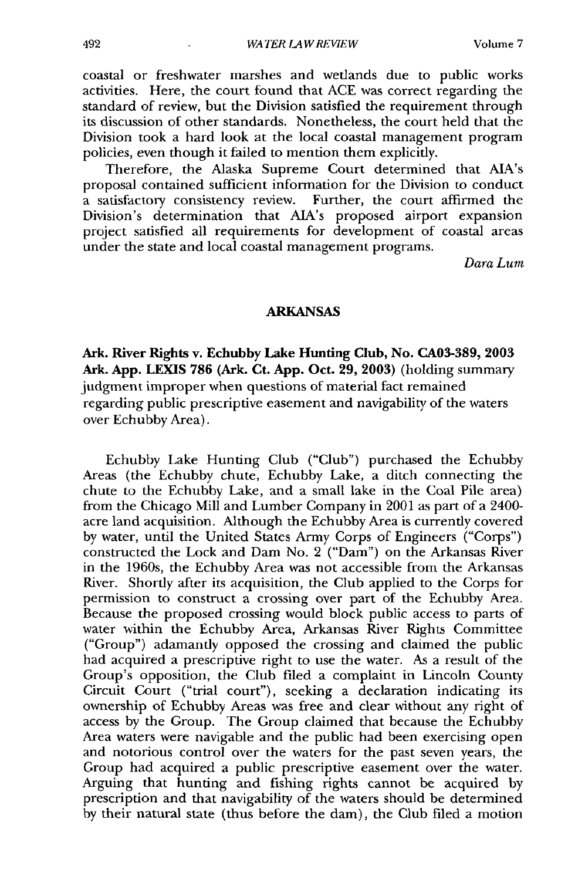coastal or freshwater marshes and wetlands due to public works activities. Here, the court found that ACE was correct regarding the standard of review, but the Division satisfied the requirement through its discussion of other standards. Nonetheless, the court held that the Division took a hard look at the local coastal management program policies, even though it failed to mention them explicitly.

Therefore, the Alaska Supreme Court determined that AIA's proposal contained sufficient information for the Division to conduct a satisfactory consistency review. Further, the court affirmed the Division's determination that AIA's proposed airport expansion project satisfied all requirements for development of coastal areas under the state and local coastal management programs.

*Dara Lum*

## ARKANSAS

**Ark. River Rights v. Echubby Lake Hunting Club, No. CA03-389, 2003 Ark. App. LEXIS 786 (Ark. Ct. App. Oct. 29, 2003)** (holding summary judgment improper when questions of material fact remained regarding public prescriptive easement and navigability of the waters over Echubby Area).

Echubby Lake Hunting Club ("Club") purchased the Echubby Areas (the Echubby chute, Echubby Lake, a ditch connecting the chute to the Echubby Lake, and a small lake in the Coal Pile area) from the Chicago Mill and Lumber Company in 2001 as part of a 2400-acre land acquisition. Although the Echubby Area is currently covered by water, until the United States Army Corps of Engineers ("Corps") constructed the Lock and Dam No. 2 ("Dam") on the Arkansas River in the 1960s, the Echubby Area was not accessible from the Arkansas River. Shortly after its acquisition, the Club applied to the Corps for permission to construct a crossing over part of the Echubby Area. Because the proposed crossing would block public access to parts of water within the Echubby Area, Arkansas River Rights Committee ("Group") adamantly opposed the crossing and claimed the public had acquired a prescriptive right to use the water. As a result of the Group's opposition, the Club filed a complaint in Lincoln County Circuit Court ("trial court"), seeking a declaration indicating its ownership of Echubby Areas was free and clear without any right of access by the Group. The Group claimed that because the Echubby Area waters were navigable and the public had been exercising open and notorious control over the waters for the past seven years, the Group had acquired a public prescriptive easement over the water. Arguing that hunting and fishing rights cannot be acquired by prescription and that navigability of the waters should be determined by their natural state (thus before the dam), the Club filed a motion